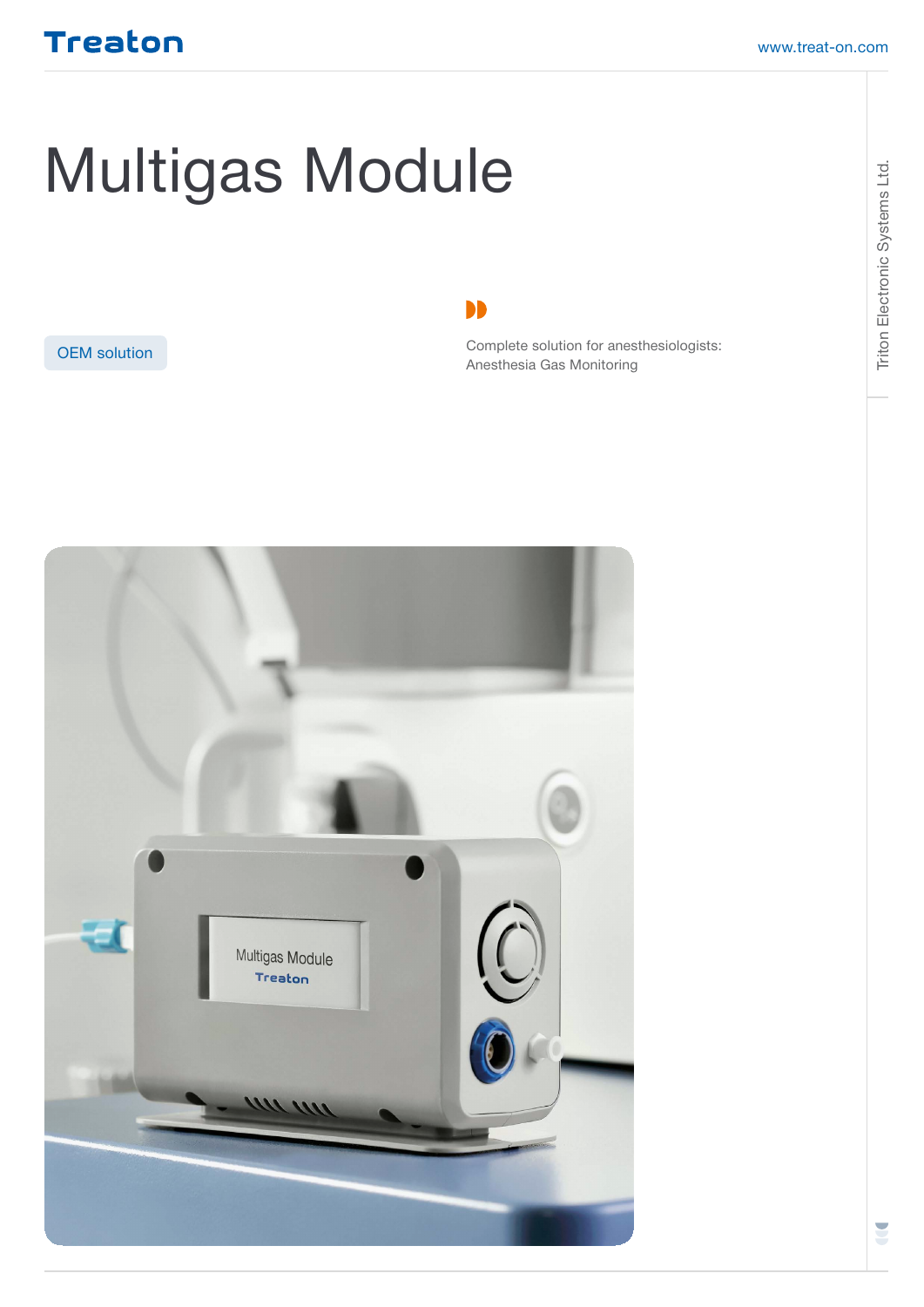Treaton

www.treat-on.com

# Multigas Module

OEM solution

Complete solution for anesthesiologists:
Anesthesia Gas Monitoring

Triton Electronic Systems Ltd.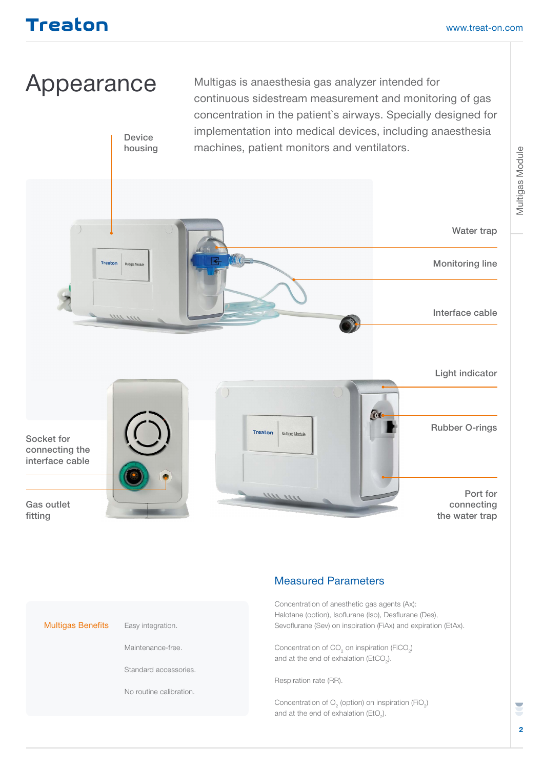# Appearance

Multigas is anaesthesia gas analyzer intended for continuous sidestream measurement and monitoring of gas concentration in the patient`s airways. Specially designed for implementation into medical devices, including anaesthesia machines, patient monitors and ventilators.

Device housing

Water trap

Monitoring line

Interface cable

Light indicator

Rubber O-rings

Socket for connecting the interface cable

Gas outlet fitting

Port for connecting the water trap

## Measured Parameters

Concentration of anesthetic gas agents (Ax):
Halotane (option), Isoflurane (Iso), Desflurane (Des), Sevoflurane (Sev) on inspiration (FiAx) and expiration (EtAx).

Concentration of $CO_2$ on inspiration ($FiCO_2$) and at the end of exhalation ($EtCO_2$).

Respiration rate (RR).

Concentration of $O_2$ (option) on inspiration ($FiO_2$) and at the end of exhalation ($EtO_2$).

## Multigas Benefits

- Easy integration.
- Maintenance-free.
- Standard accessories.
- No routine calibration.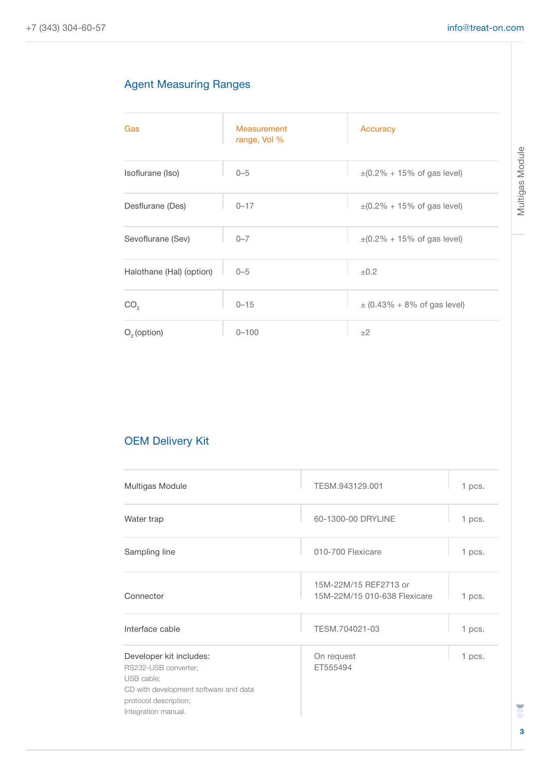## Agent Measuring Ranges

| Gas | Measurement range, Vol % | Accuracy |
|---|---|---|
| Isoflurane (Iso) | 0–5 | ±(0.2% + 15% of gas level) |
| Desflurane (Des) | 0–17 | ±(0.2% + 15% of gas level) |
| Sevoflurane (Sev) | 0–7 | ±(0.2% + 15% of gas level) |
| Halothane (Hal) (option) | 0–5 | ±0.2 |
| $CO_2$ | 0–15 | ± (0.43% + 8% of gas level) |
| $O_2$ (option) | 0–100 | ±2 |

## OEM Delivery Kit

| Item | Part number | Qty |
|---|---|---|
| Multigas Module | TESM.943129.001 | 1 pcs. |
| Water trap | 60-1300-00 DRYLINE | 1 pcs. |
| Sampling line | 010-700 Flexicare | 1 pcs. |
| Connector | 15M-22M/15 REF2713 or 15M-22M/15 010-638 Flexicare | 1 pcs. |
| Interface cable | TESM.704021-03 | 1 pcs. |
| Developer kit includes: RS232-USB converter; USB cable; CD with development software and data protocol description; Integration manual. | On request ET555494 | 1 pcs. |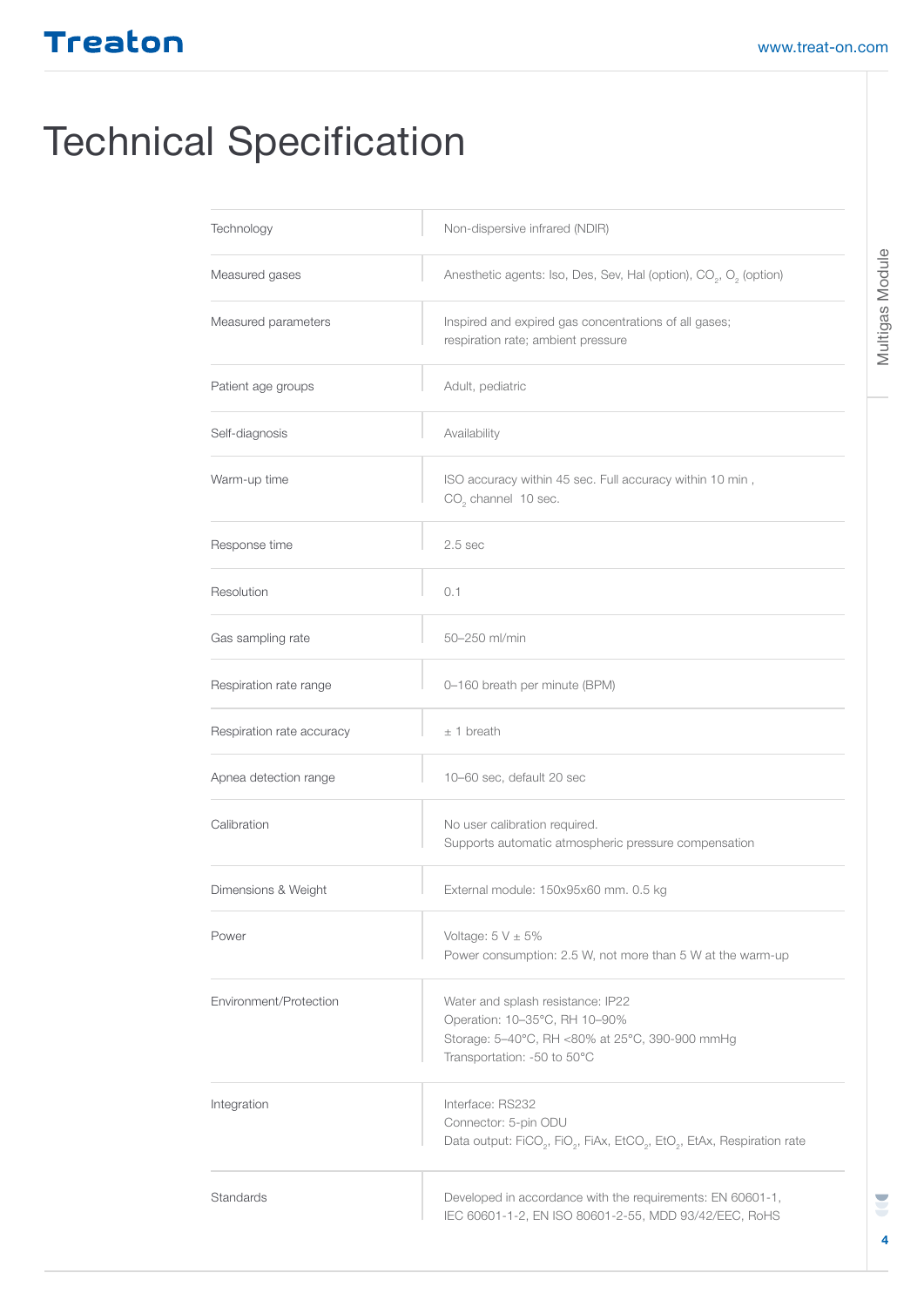# Technical Specification

| | |
|---|---|
| Technology | Non-dispersive infrared (NDIR) |
| Measured gases | Anesthetic agents: Iso, Des, Sev, Hal (option), $CO_2$, $O_2$ (option) |
| Measured parameters | Inspired and expired gas concentrations of all gases; respiration rate; ambient pressure |
| Patient age groups | Adult, pediatric |
| Self-diagnosis | Availability |
| Warm-up time | ISO accuracy within 45 sec. Full accuracy within 10 min , $CO_2$ channel 10 sec. |
| Response time | 2.5 sec |
| Resolution | 0.1 |
| Gas sampling rate | 50–250 ml/min |
| Respiration rate range | 0–160 breath per minute (BPM) |
| Respiration rate accuracy | ± 1 breath |
| Apnea detection range | 10–60 sec, default 20 sec |
| Calibration | No user calibration required.<br>Supports automatic atmospheric pressure compensation |
| Dimensions & Weight | External module: 150x95x60 mm. 0.5 kg |
| Power | Voltage: 5 V ± 5%<br>Power consumption: 2.5 W, not more than 5 W at the warm-up |
| Environment/Protection | Water and splash resistance: IP22<br>Operation: 10–35°C, RH 10–90%<br>Storage: 5–40°C, RH <80% at 25°C, 390-900 mmHg<br>Transportation: -50 to 50°C |
| Integration | Interface: RS232<br>Connector: 5-pin ODU<br>Data output: $FiCO_2$, $FiO_2$, FiAx, $EtCO_2$, $EtO_2$, EtAx, Respiration rate |
| Standards | Developed in accordance with the requirements: EN 60601-1, IEC 60601-1-2, EN ISO 80601-2-55, MDD 93/42/EEC, RoHS |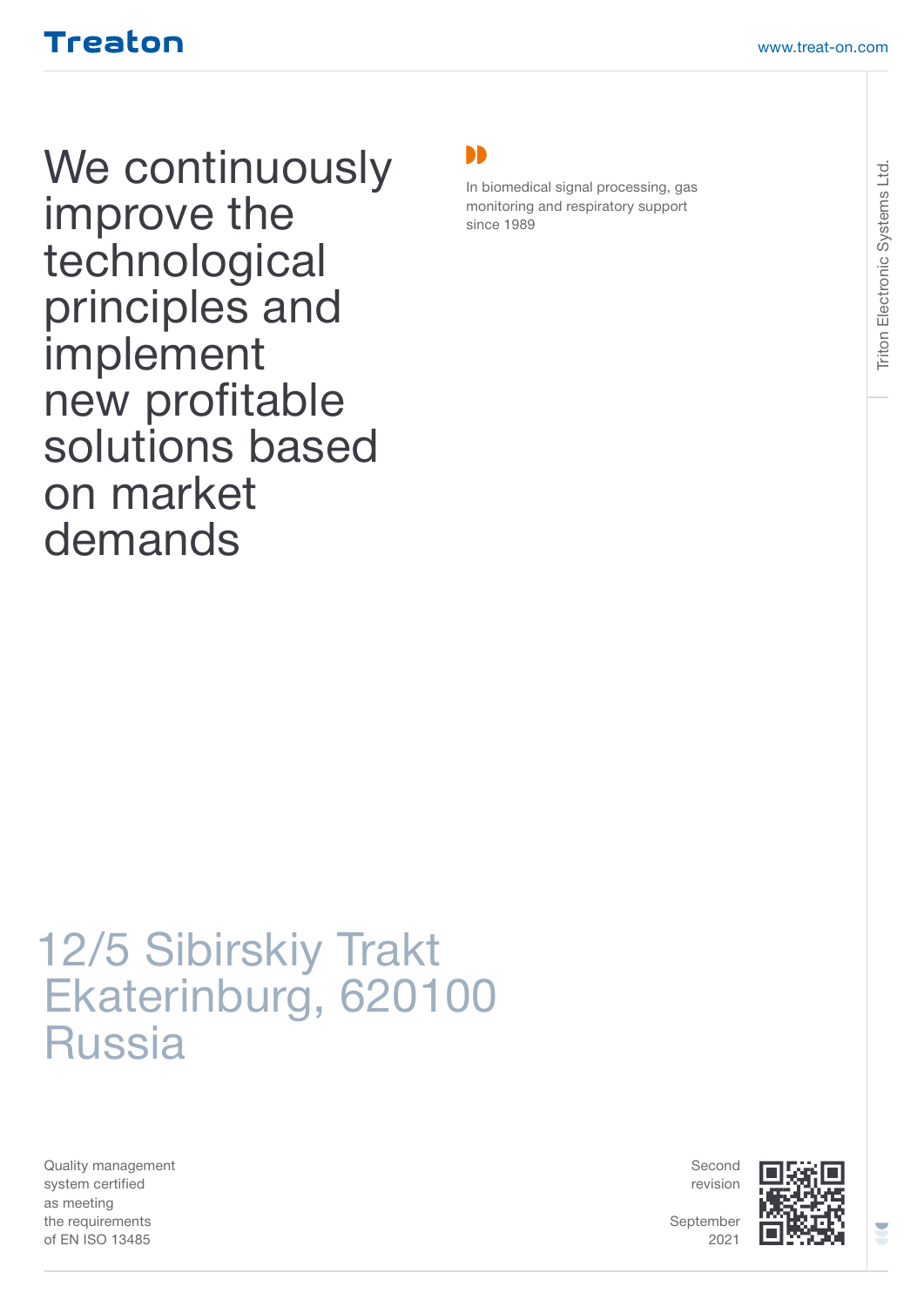Treaton

www.treat-on.com

Triton Electronic Systems Ltd.

# We continuously improve the technological principles and implement new profitable solutions based on market demands

In biomedical signal processing, gas monitoring and respiratory support since 1989

12/5 Sibirskiy Trakt
Ekaterinburg, 620100
Russia

Quality management system certified as meeting the requirements of EN ISO 13485

Second revision

September 2021